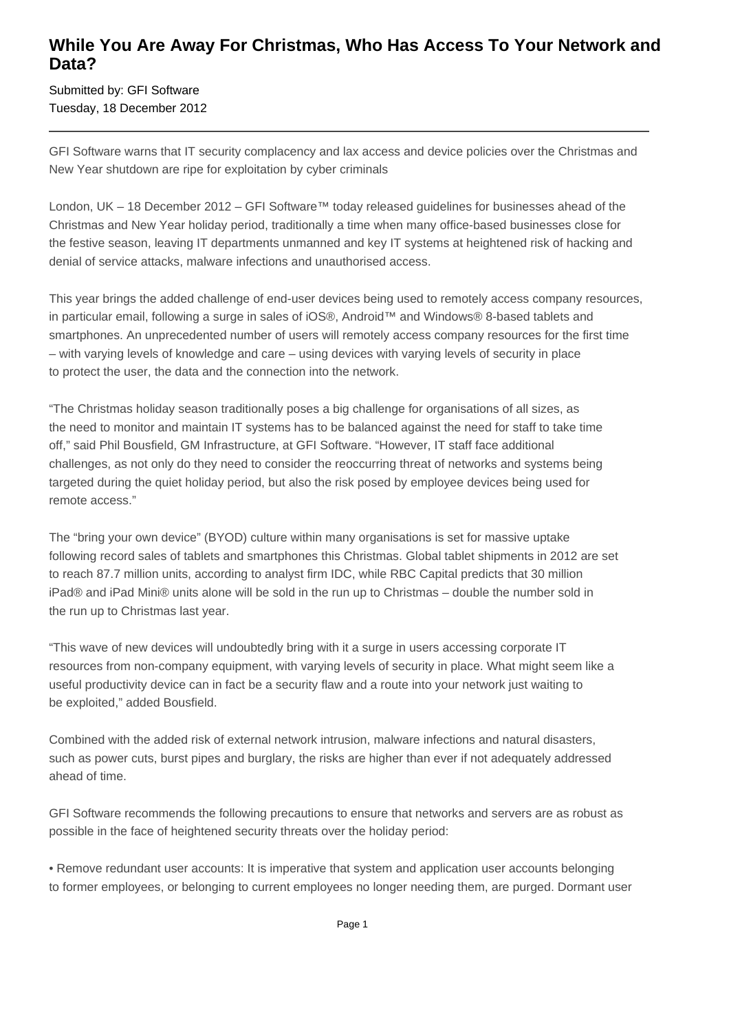# While You Are Away For Christmas, Who Has Access To Your Network and Data?

Submitted by: GFI Software
Tuesday, 18 December 2012

---

GFI Software warns that IT security complacency and lax access and device policies over the Christmas and New Year shutdown are ripe for exploitation by cyber criminals

London, UK – 18 December 2012 – GFI Software™ today released guidelines for businesses ahead of the Christmas and New Year holiday period, traditionally a time when many office-based businesses close for the festive season, leaving IT departments unmanned and key IT systems at heightened risk of hacking and denial of service attacks, malware infections and unauthorised access.

This year brings the added challenge of end-user devices being used to remotely access company resources, in particular email, following a surge in sales of iOS®, Android™ and Windows® 8-based tablets and smartphones. An unprecedented number of users will remotely access company resources for the first time – with varying levels of knowledge and care – using devices with varying levels of security in place to protect the user, the data and the connection into the network.

“The Christmas holiday season traditionally poses a big challenge for organisations of all sizes, as the need to monitor and maintain IT systems has to be balanced against the need for staff to take time off,” said Phil Bousfield, GM Infrastructure, at GFI Software. “However, IT staff face additional challenges, as not only do they need to consider the reoccurring threat of networks and systems being targeted during the quiet holiday period, but also the risk posed by employee devices being used for remote access.”

The “bring your own device” (BYOD) culture within many organisations is set for massive uptake following record sales of tablets and smartphones this Christmas. Global tablet shipments in 2012 are set to reach 87.7 million units, according to analyst firm IDC, while RBC Capital predicts that 30 million iPad® and iPad Mini® units alone will be sold in the run up to Christmas – double the number sold in the run up to Christmas last year.

“This wave of new devices will undoubtedly bring with it a surge in users accessing corporate IT resources from non-company equipment, with varying levels of security in place. What might seem like a useful productivity device can in fact be a security flaw and a route into your network just waiting to be exploited,” added Bousfield.

Combined with the added risk of external network intrusion, malware infections and natural disasters, such as power cuts, burst pipes and burglary, the risks are higher than ever if not adequately addressed ahead of time.

GFI Software recommends the following precautions to ensure that networks and servers are as robust as possible in the face of heightened security threats over the holiday period:

- Remove redundant user accounts: It is imperative that system and application user accounts belonging to former employees, or belonging to current employees no longer needing them, are purged. Dormant user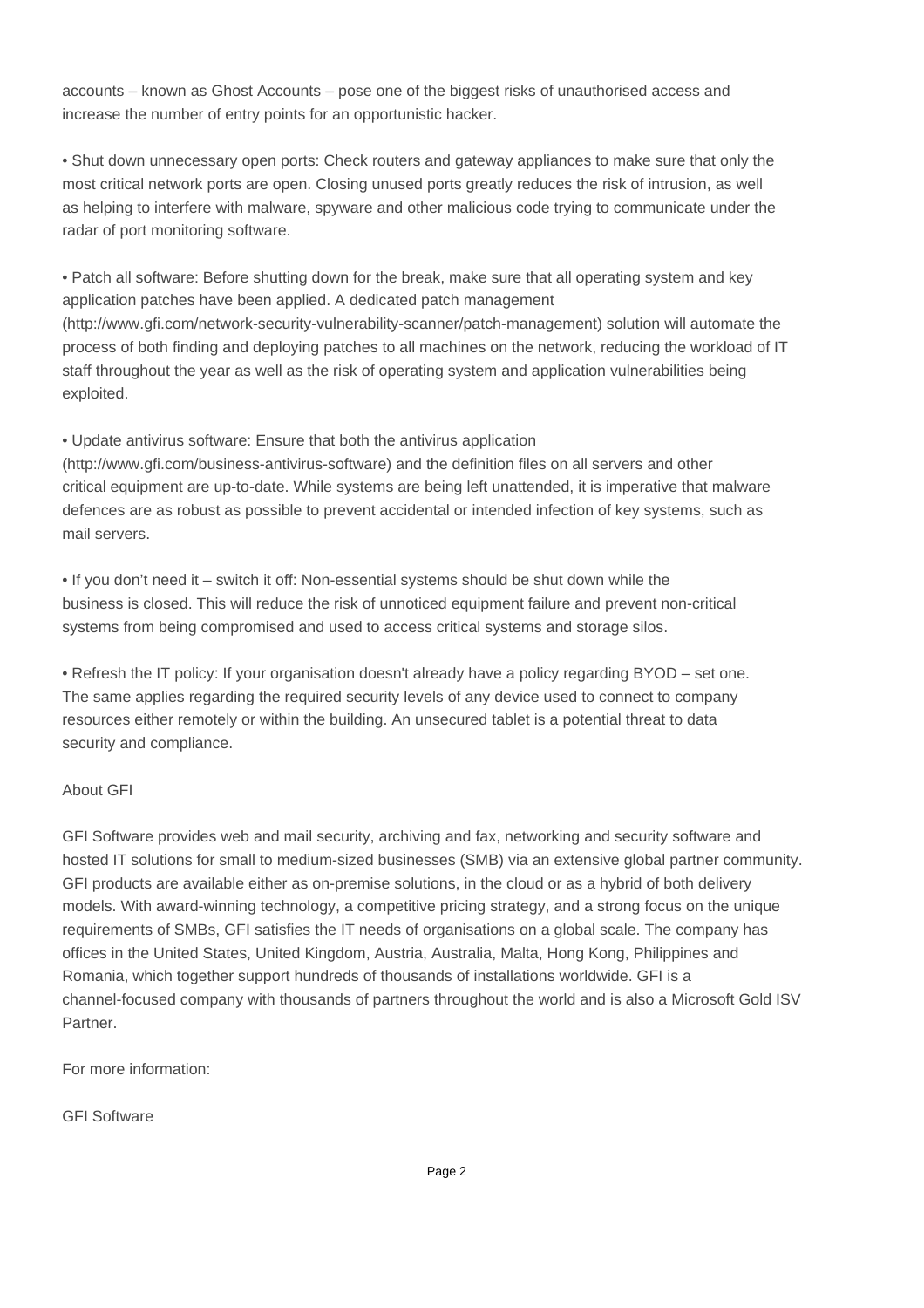accounts – known as Ghost Accounts – pose one of the biggest risks of unauthorised access and increase the number of entry points for an opportunistic hacker.

- Shut down unnecessary open ports: Check routers and gateway appliances to make sure that only the most critical network ports are open. Closing unused ports greatly reduces the risk of intrusion, as well as helping to interfere with malware, spyware and other malicious code trying to communicate under the radar of port monitoring software.

- Patch all software: Before shutting down for the break, make sure that all operating system and key application patches have been applied. A dedicated patch management (http://www.gfi.com/network-security-vulnerability-scanner/patch-management) solution will automate the process of both finding and deploying patches to all machines on the network, reducing the workload of IT staff throughout the year as well as the risk of operating system and application vulnerabilities being exploited.

- Update antivirus software: Ensure that both the antivirus application (http://www.gfi.com/business-antivirus-software) and the definition files on all servers and other critical equipment are up-to-date. While systems are being left unattended, it is imperative that malware defences are as robust as possible to prevent accidental or intended infection of key systems, such as mail servers.

- If you don't need it – switch it off: Non-essential systems should be shut down while the business is closed. This will reduce the risk of unnoticed equipment failure and prevent non-critical systems from being compromised and used to access critical systems and storage silos.

- Refresh the IT policy: If your organisation doesn't already have a policy regarding BYOD – set one. The same applies regarding the required security levels of any device used to connect to company resources either remotely or within the building. An unsecured tablet is a potential threat to data security and compliance.

About GFI

GFI Software provides web and mail security, archiving and fax, networking and security software and hosted IT solutions for small to medium-sized businesses (SMB) via an extensive global partner community. GFI products are available either as on-premise solutions, in the cloud or as a hybrid of both delivery models. With award-winning technology, a competitive pricing strategy, and a strong focus on the unique requirements of SMBs, GFI satisfies the IT needs of organisations on a global scale. The company has offices in the United States, United Kingdom, Austria, Australia, Malta, Hong Kong, Philippines and Romania, which together support hundreds of thousands of installations worldwide. GFI is a channel-focused company with thousands of partners throughout the world and is also a Microsoft Gold ISV Partner.

For more information:

GFI Software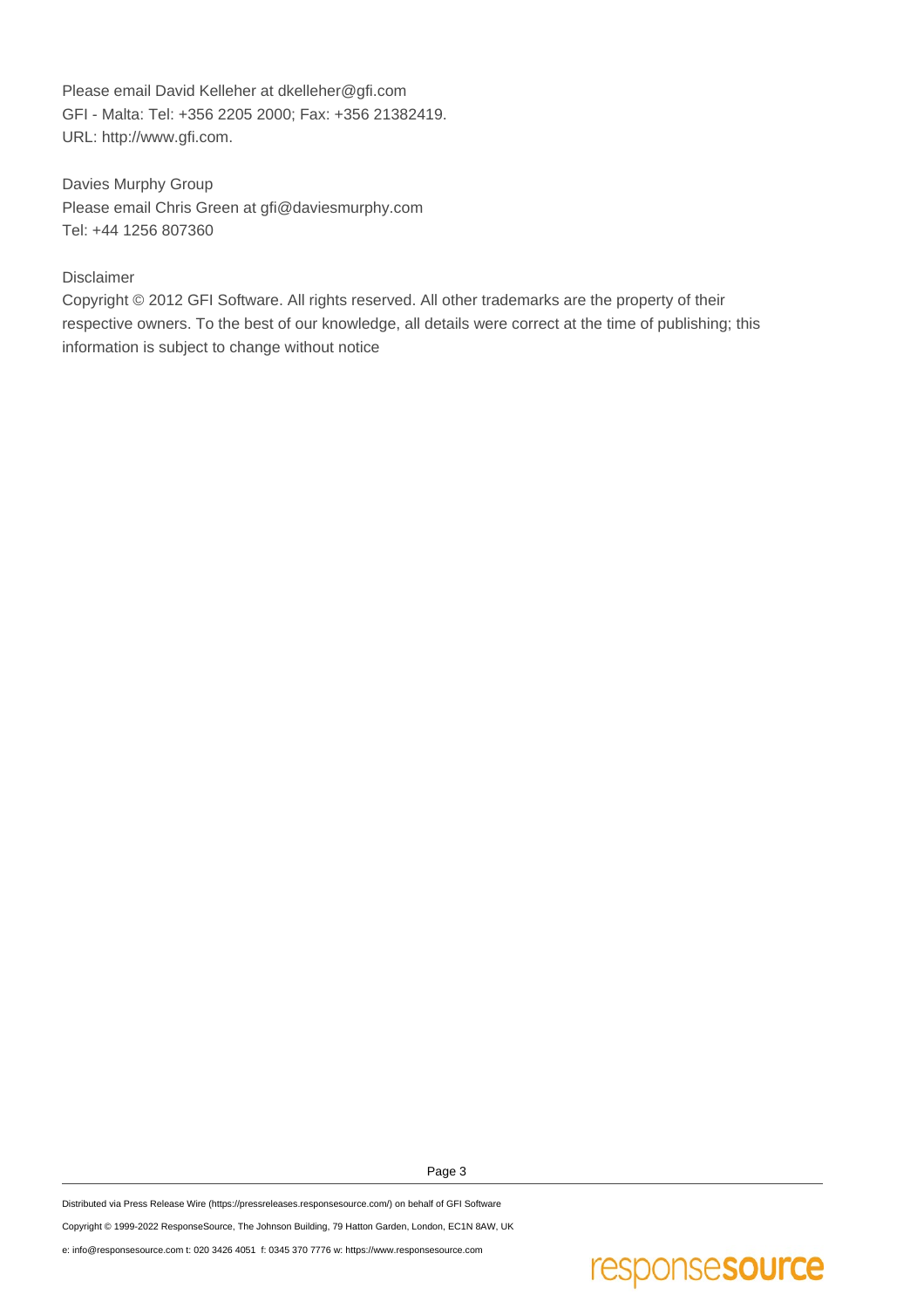Please email David Kelleher at dkelleher@gfi.com
GFI - Malta: Tel: +356 2205 2000; Fax: +356 21382419.
URL: http://www.gfi.com.

Davies Murphy Group
Please email Chris Green at gfi@daviesmurphy.com
Tel: +44 1256 807360

Disclaimer
Copyright © 2012 GFI Software. All rights reserved. All other trademarks are the property of their respective owners. To the best of our knowledge, all details were correct at the time of publishing; this information is subject to change without notice